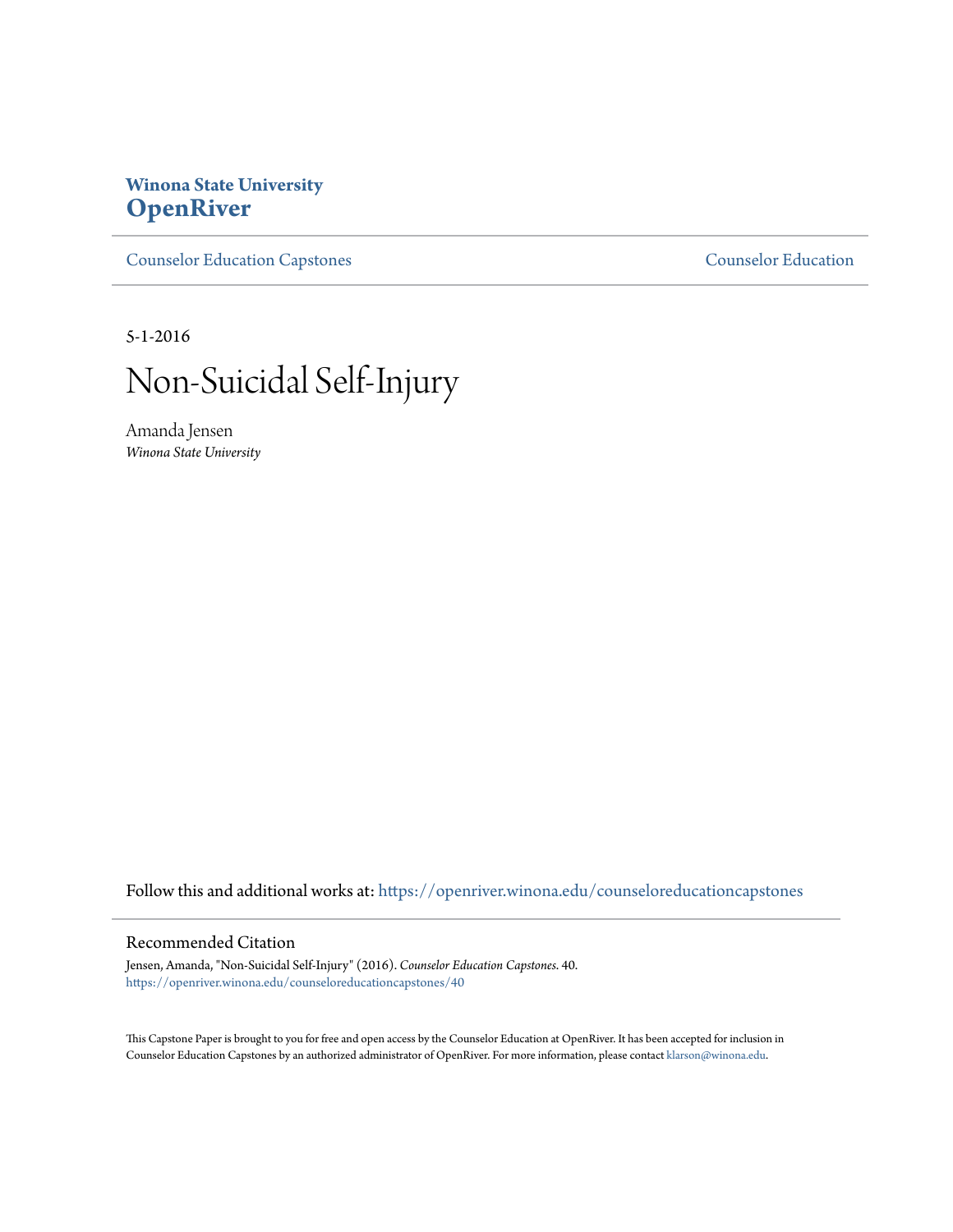Winona State University

**OpenRiver**

Counselor Education Capstones | Counselor Education

5-1-2016

# Non-Suicidal Self-Injury

Amanda Jensen

*Winona State University*

Follow this and additional works at: https://openriver.winona.edu/counseloreducationcapstones

## Recommended Citation

Jensen, Amanda, "Non-Suicidal Self-Injury" (2016). *Counselor Education Capstones*. 40.
https://openriver.winona.edu/counseloreducationcapstones/40

This Capstone Paper is brought to you for free and open access by the Counselor Education at OpenRiver. It has been accepted for inclusion in Counselor Education Capstones by an authorized administrator of OpenRiver. For more information, please contact klarson@winona.edu.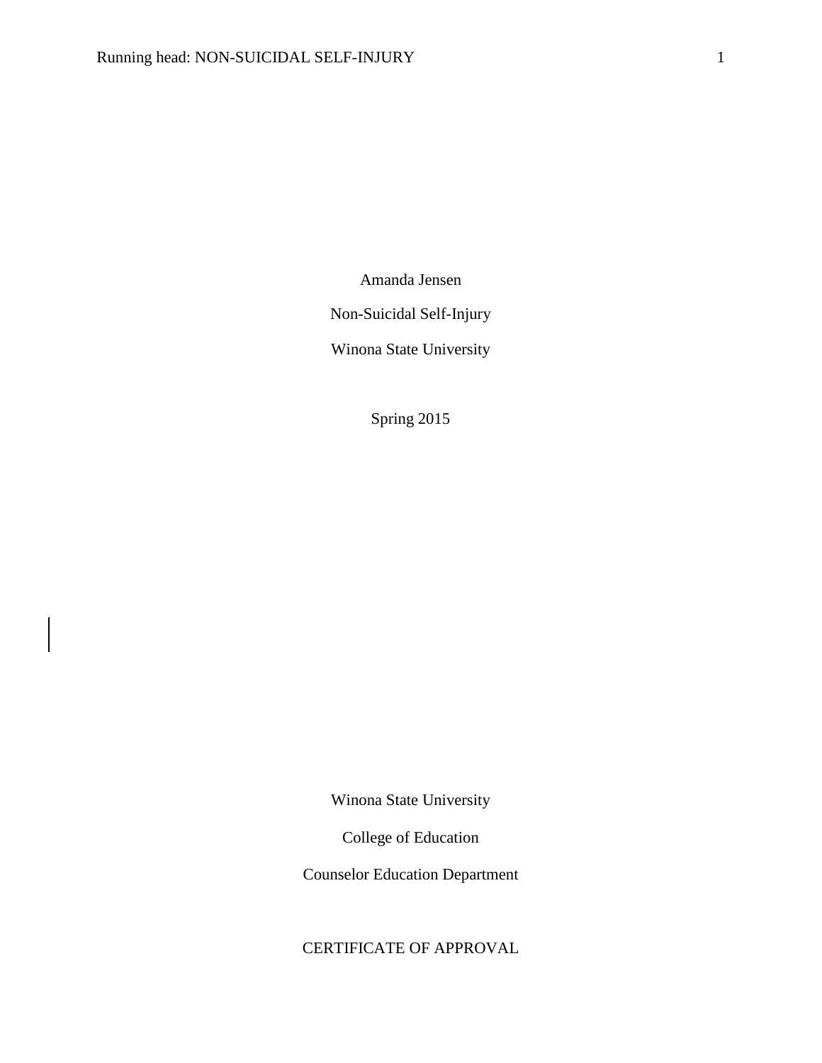Amanda Jensen

Non-Suicidal Self-Injury

Winona State University

Spring 2015

Winona State University

College of Education

Counselor Education Department

CERTIFICATE OF APPROVAL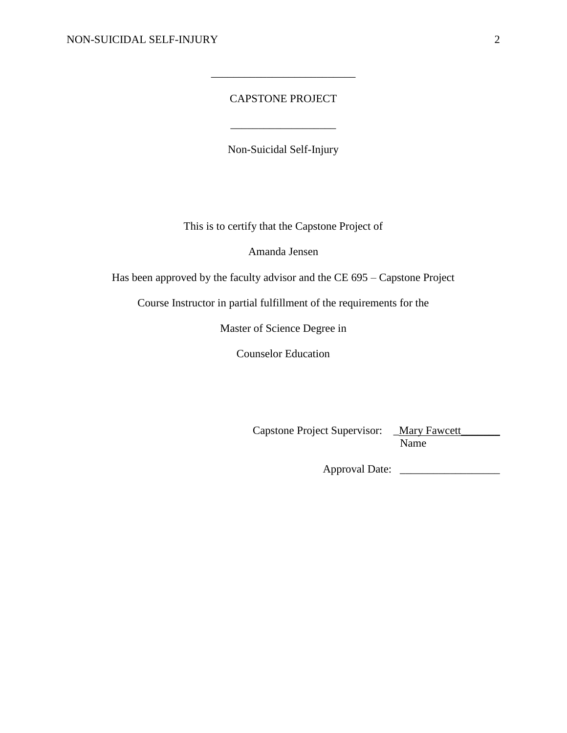_________________________

CAPSTONE PROJECT

__________________

Non-Suicidal Self-Injury

This is to certify that the Capstone Project of

Amanda Jensen

Has been approved by the faculty advisor and the CE 695 – Capstone Project

Course Instructor in partial fulfillment of the requirements for the

Master of Science Degree in

Counselor Education

Capstone Project Supervisor: _Mary Fawcett_______
Name

Approval Date: _________________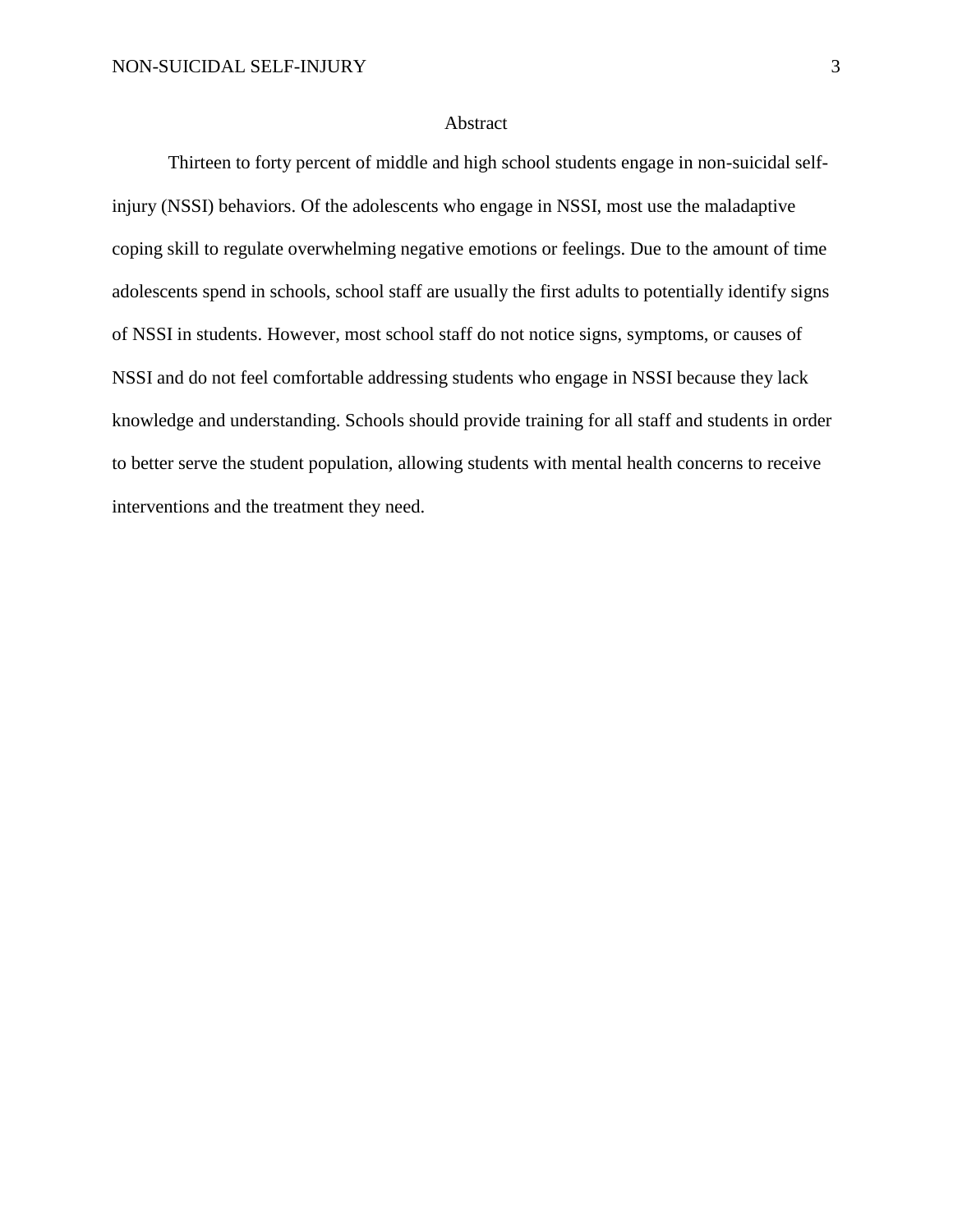# Abstract

Thirteen to forty percent of middle and high school students engage in non-suicidal self-injury (NSSI) behaviors. Of the adolescents who engage in NSSI, most use the maladaptive coping skill to regulate overwhelming negative emotions or feelings. Due to the amount of time adolescents spend in schools, school staff are usually the first adults to potentially identify signs of NSSI in students. However, most school staff do not notice signs, symptoms, or causes of NSSI and do not feel comfortable addressing students who engage in NSSI because they lack knowledge and understanding. Schools should provide training for all staff and students in order to better serve the student population, allowing students with mental health concerns to receive interventions and the treatment they need.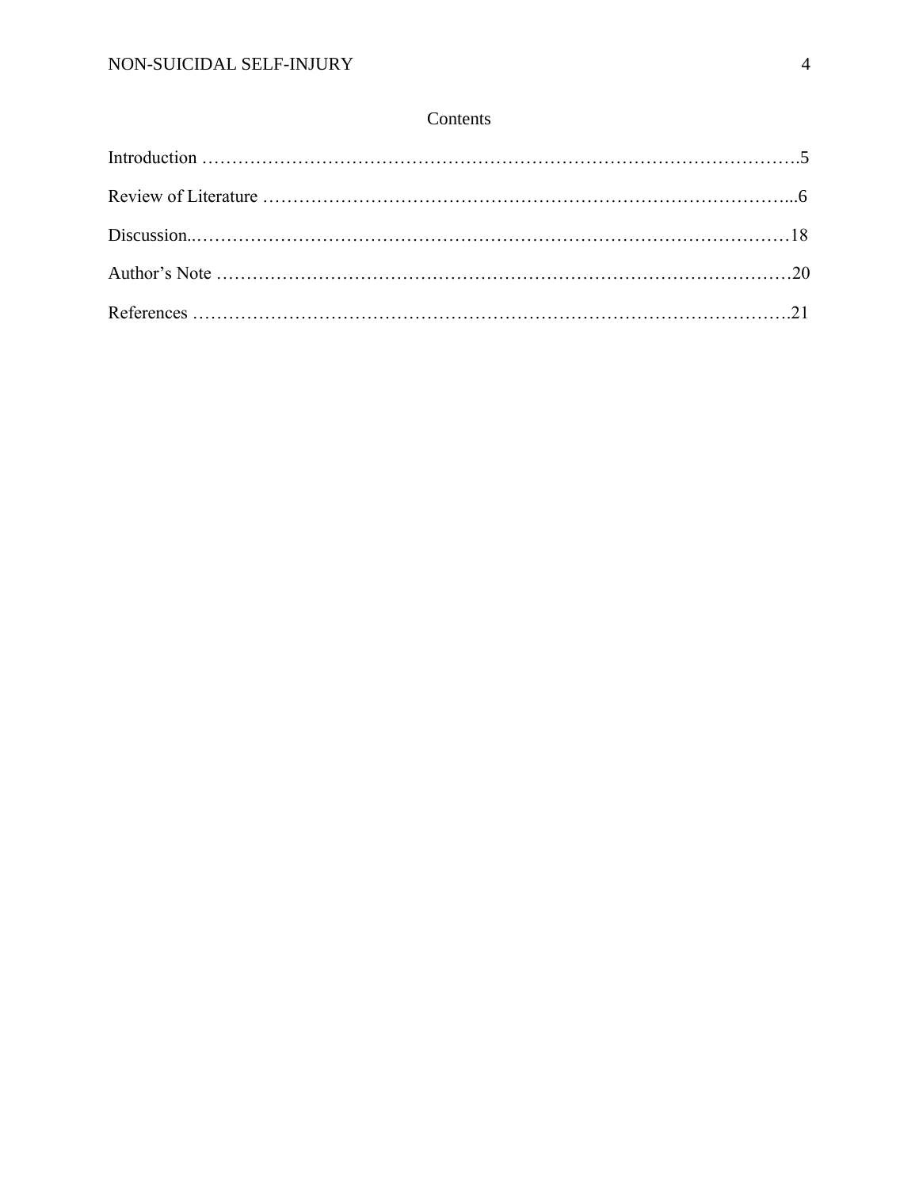# Contents

Introduction ……………………………………………………………………………………….5

Review of Literature ……………………………………………………………………………...6

Discussion..……………………………………………………………………………………18

Author’s Note ……………………………………………………………………….…………….20

References ……………………………………………………………………………………….21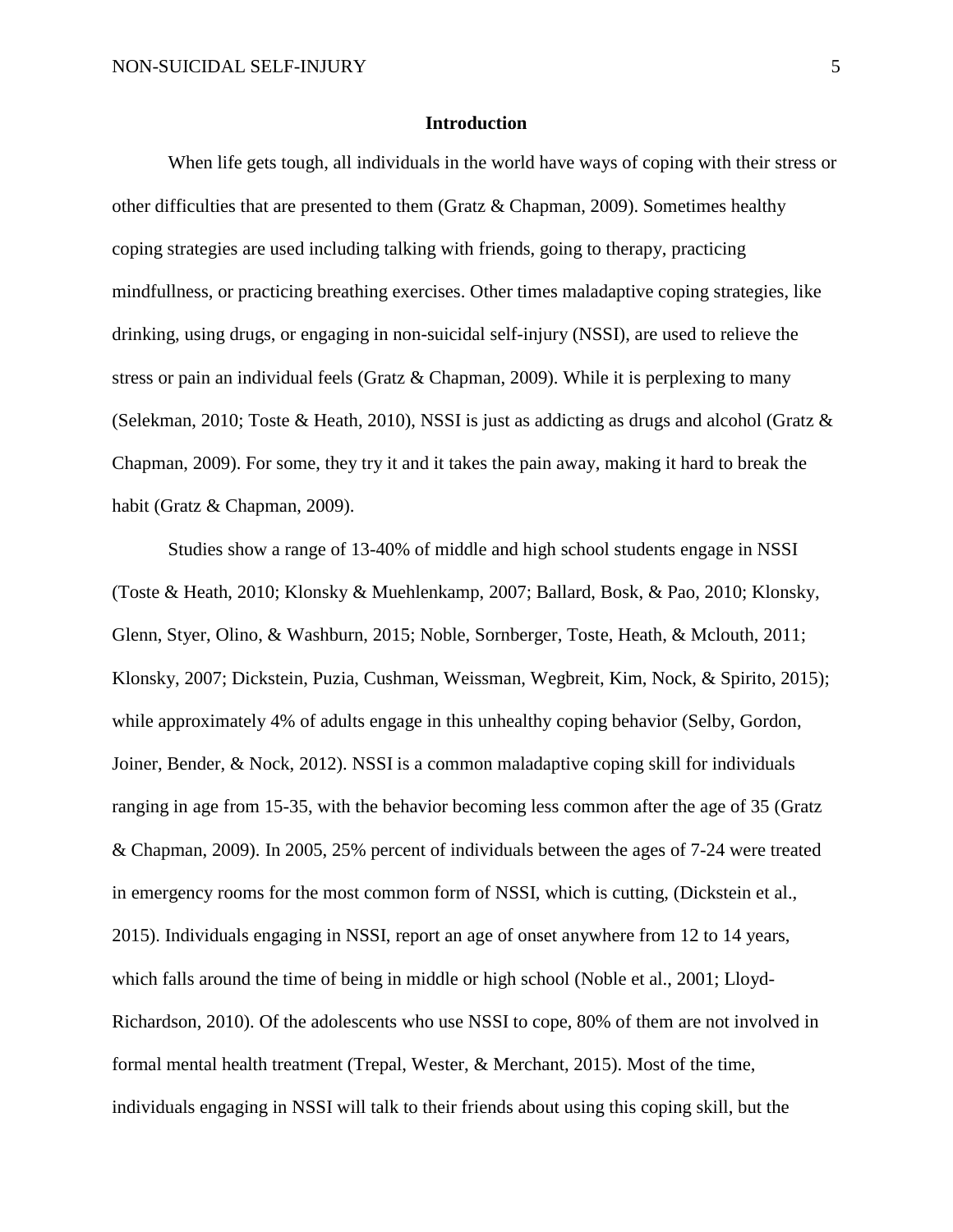## Introduction

When life gets tough, all individuals in the world have ways of coping with their stress or other difficulties that are presented to them (Gratz & Chapman, 2009). Sometimes healthy coping strategies are used including talking with friends, going to therapy, practicing mindfullness, or practicing breathing exercises. Other times maladaptive coping strategies, like drinking, using drugs, or engaging in non-suicidal self-injury (NSSI), are used to relieve the stress or pain an individual feels (Gratz & Chapman, 2009). While it is perplexing to many (Selekman, 2010; Toste & Heath, 2010), NSSI is just as addicting as drugs and alcohol (Gratz & Chapman, 2009). For some, they try it and it takes the pain away, making it hard to break the habit (Gratz & Chapman, 2009).

Studies show a range of 13-40% of middle and high school students engage in NSSI (Toste & Heath, 2010; Klonsky & Muehlenkamp, 2007; Ballard, Bosk, & Pao, 2010; Klonsky, Glenn, Styer, Olino, & Washburn, 2015; Noble, Sornberger, Toste, Heath, & Mclouth, 2011; Klonsky, 2007; Dickstein, Puzia, Cushman, Weissman, Wegbreit, Kim, Nock, & Spirito, 2015); while approximately 4% of adults engage in this unhealthy coping behavior (Selby, Gordon, Joiner, Bender, & Nock, 2012). NSSI is a common maladaptive coping skill for individuals ranging in age from 15-35, with the behavior becoming less common after the age of 35 (Gratz & Chapman, 2009). In 2005, 25% percent of individuals between the ages of 7-24 were treated in emergency rooms for the most common form of NSSI, which is cutting, (Dickstein et al., 2015). Individuals engaging in NSSI, report an age of onset anywhere from 12 to 14 years, which falls around the time of being in middle or high school (Noble et al., 2001; Lloyd-Richardson, 2010). Of the adolescents who use NSSI to cope, 80% of them are not involved in formal mental health treatment (Trepal, Wester, & Merchant, 2015). Most of the time, individuals engaging in NSSI will talk to their friends about using this coping skill, but the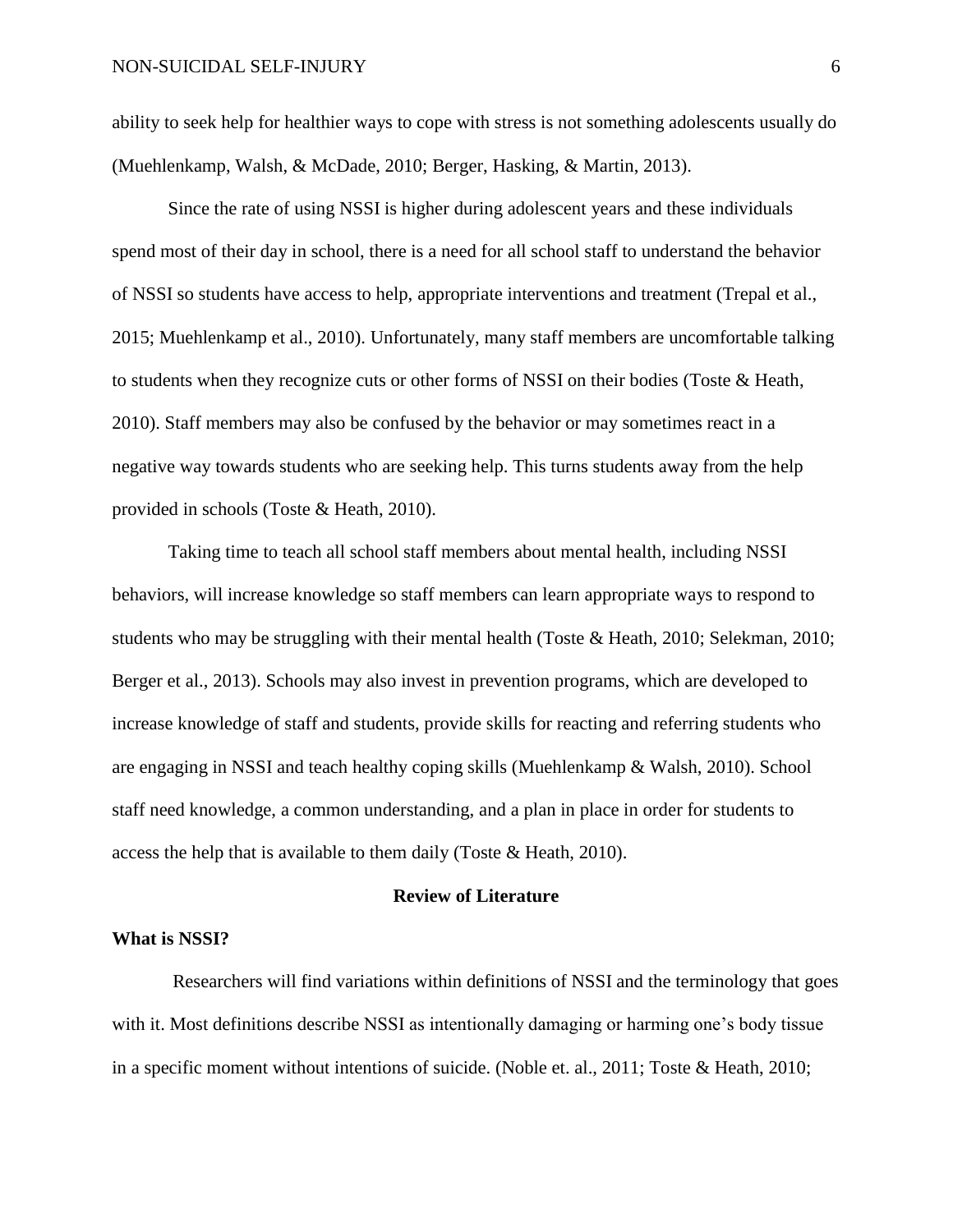ability to seek help for healthier ways to cope with stress is not something adolescents usually do (Muehlenkamp, Walsh, & McDade, 2010; Berger, Hasking, & Martin, 2013).

Since the rate of using NSSI is higher during adolescent years and these individuals spend most of their day in school, there is a need for all school staff to understand the behavior of NSSI so students have access to help, appropriate interventions and treatment (Trepal et al., 2015; Muehlenkamp et al., 2010). Unfortunately, many staff members are uncomfortable talking to students when they recognize cuts or other forms of NSSI on their bodies (Toste & Heath, 2010). Staff members may also be confused by the behavior or may sometimes react in a negative way towards students who are seeking help. This turns students away from the help provided in schools (Toste & Heath, 2010).

Taking time to teach all school staff members about mental health, including NSSI behaviors, will increase knowledge so staff members can learn appropriate ways to respond to students who may be struggling with their mental health (Toste & Heath, 2010; Selekman, 2010; Berger et al., 2013). Schools may also invest in prevention programs, which are developed to increase knowledge of staff and students, provide skills for reacting and referring students who are engaging in NSSI and teach healthy coping skills (Muehlenkamp & Walsh, 2010). School staff need knowledge, a common understanding, and a plan in place in order for students to access the help that is available to them daily (Toste & Heath, 2010).

## Review of Literature

### What is NSSI?

Researchers will find variations within definitions of NSSI and the terminology that goes with it. Most definitions describe NSSI as intentionally damaging or harming one's body tissue in a specific moment without intentions of suicide. (Noble et. al., 2011; Toste & Heath, 2010;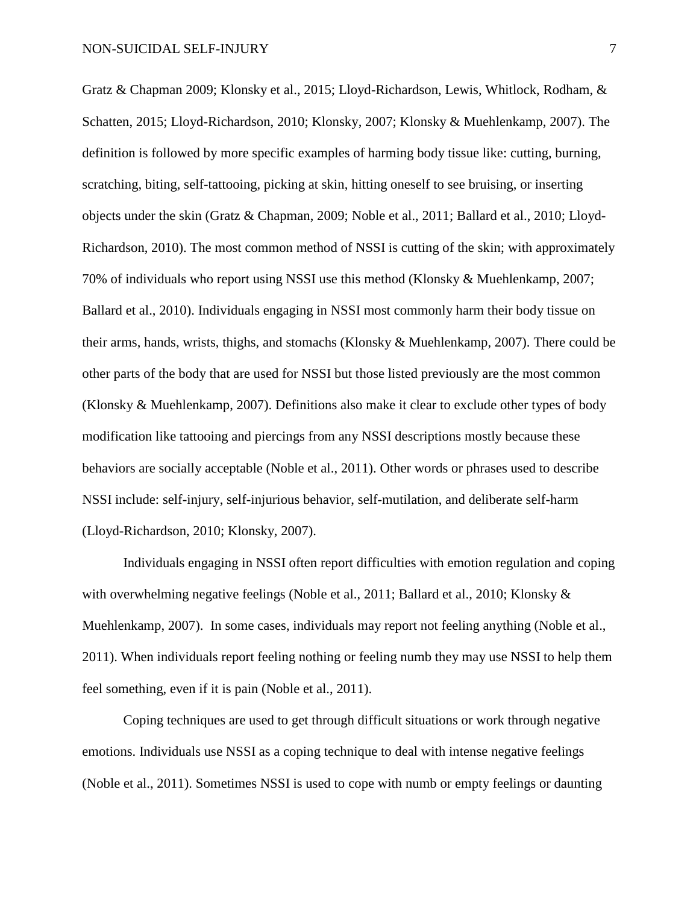Gratz & Chapman 2009; Klonsky et al., 2015; Lloyd-Richardson, Lewis, Whitlock, Rodham, & Schatten, 2015; Lloyd-Richardson, 2010; Klonsky, 2007; Klonsky & Muehlenkamp, 2007). The definition is followed by more specific examples of harming body tissue like: cutting, burning, scratching, biting, self-tattooing, picking at skin, hitting oneself to see bruising, or inserting objects under the skin (Gratz & Chapman, 2009; Noble et al., 2011; Ballard et al., 2010; Lloyd-Richardson, 2010). The most common method of NSSI is cutting of the skin; with approximately 70% of individuals who report using NSSI use this method (Klonsky & Muehlenkamp, 2007; Ballard et al., 2010). Individuals engaging in NSSI most commonly harm their body tissue on their arms, hands, wrists, thighs, and stomachs (Klonsky & Muehlenkamp, 2007). There could be other parts of the body that are used for NSSI but those listed previously are the most common (Klonsky & Muehlenkamp, 2007). Definitions also make it clear to exclude other types of body modification like tattooing and piercings from any NSSI descriptions mostly because these behaviors are socially acceptable (Noble et al., 2011). Other words or phrases used to describe NSSI include: self-injury, self-injurious behavior, self-mutilation, and deliberate self-harm (Lloyd-Richardson, 2010; Klonsky, 2007).

Individuals engaging in NSSI often report difficulties with emotion regulation and coping with overwhelming negative feelings (Noble et al., 2011; Ballard et al., 2010; Klonsky & Muehlenkamp, 2007). In some cases, individuals may report not feeling anything (Noble et al., 2011). When individuals report feeling nothing or feeling numb they may use NSSI to help them feel something, even if it is pain (Noble et al., 2011).

Coping techniques are used to get through difficult situations or work through negative emotions. Individuals use NSSI as a coping technique to deal with intense negative feelings (Noble et al., 2011). Sometimes NSSI is used to cope with numb or empty feelings or daunting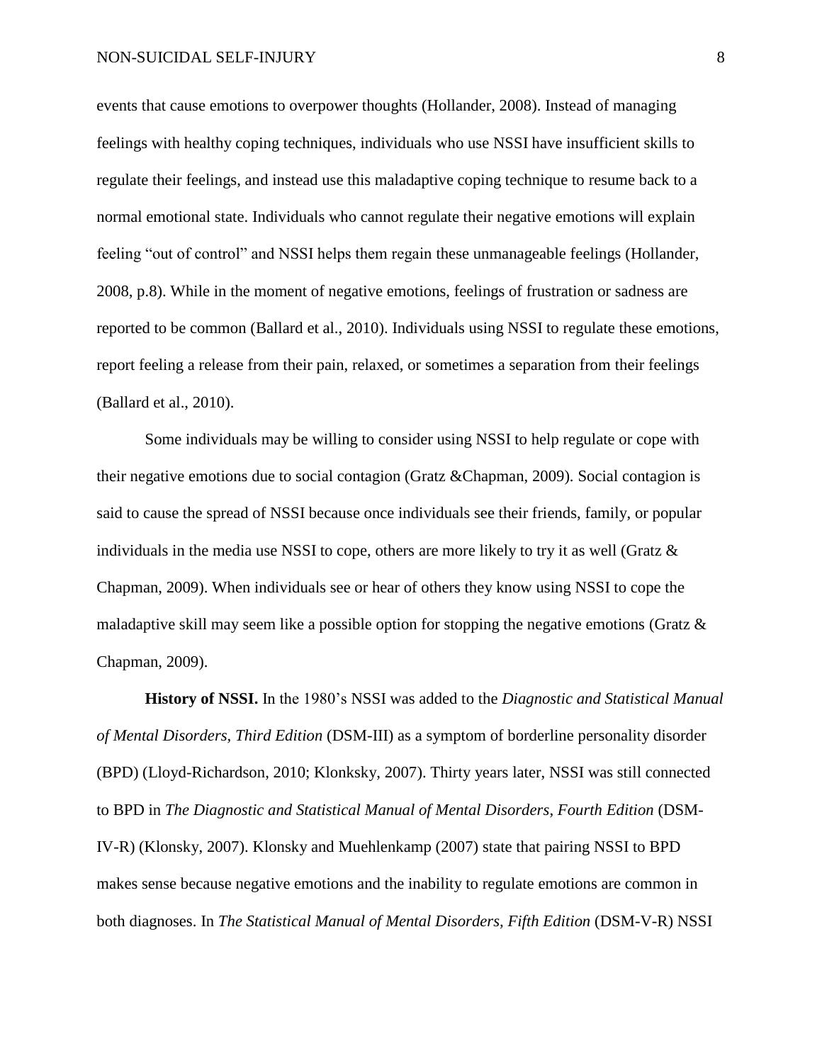events that cause emotions to overpower thoughts (Hollander, 2008). Instead of managing feelings with healthy coping techniques, individuals who use NSSI have insufficient skills to regulate their feelings, and instead use this maladaptive coping technique to resume back to a normal emotional state. Individuals who cannot regulate their negative emotions will explain feeling "out of control" and NSSI helps them regain these unmanageable feelings (Hollander, 2008, p.8). While in the moment of negative emotions, feelings of frustration or sadness are reported to be common (Ballard et al., 2010). Individuals using NSSI to regulate these emotions, report feeling a release from their pain, relaxed, or sometimes a separation from their feelings (Ballard et al., 2010).

Some individuals may be willing to consider using NSSI to help regulate or cope with their negative emotions due to social contagion (Gratz &Chapman, 2009). Social contagion is said to cause the spread of NSSI because once individuals see their friends, family, or popular individuals in the media use NSSI to cope, others are more likely to try it as well (Gratz & Chapman, 2009). When individuals see or hear of others they know using NSSI to cope the maladaptive skill may seem like a possible option for stopping the negative emotions (Gratz & Chapman, 2009).

**History of NSSI.** In the 1980's NSSI was added to the *Diagnostic and Statistical Manual of Mental Disorders, Third Edition* (DSM-III) as a symptom of borderline personality disorder (BPD) (Lloyd-Richardson, 2010; Klonksky, 2007). Thirty years later, NSSI was still connected to BPD in *The Diagnostic and Statistical Manual of Mental Disorders, Fourth Edition* (DSM-IV-R) (Klonsky, 2007). Klonsky and Muehlenkamp (2007) state that pairing NSSI to BPD makes sense because negative emotions and the inability to regulate emotions are common in both diagnoses. In *The Statistical Manual of Mental Disorders, Fifth Edition* (DSM-V-R) NSSI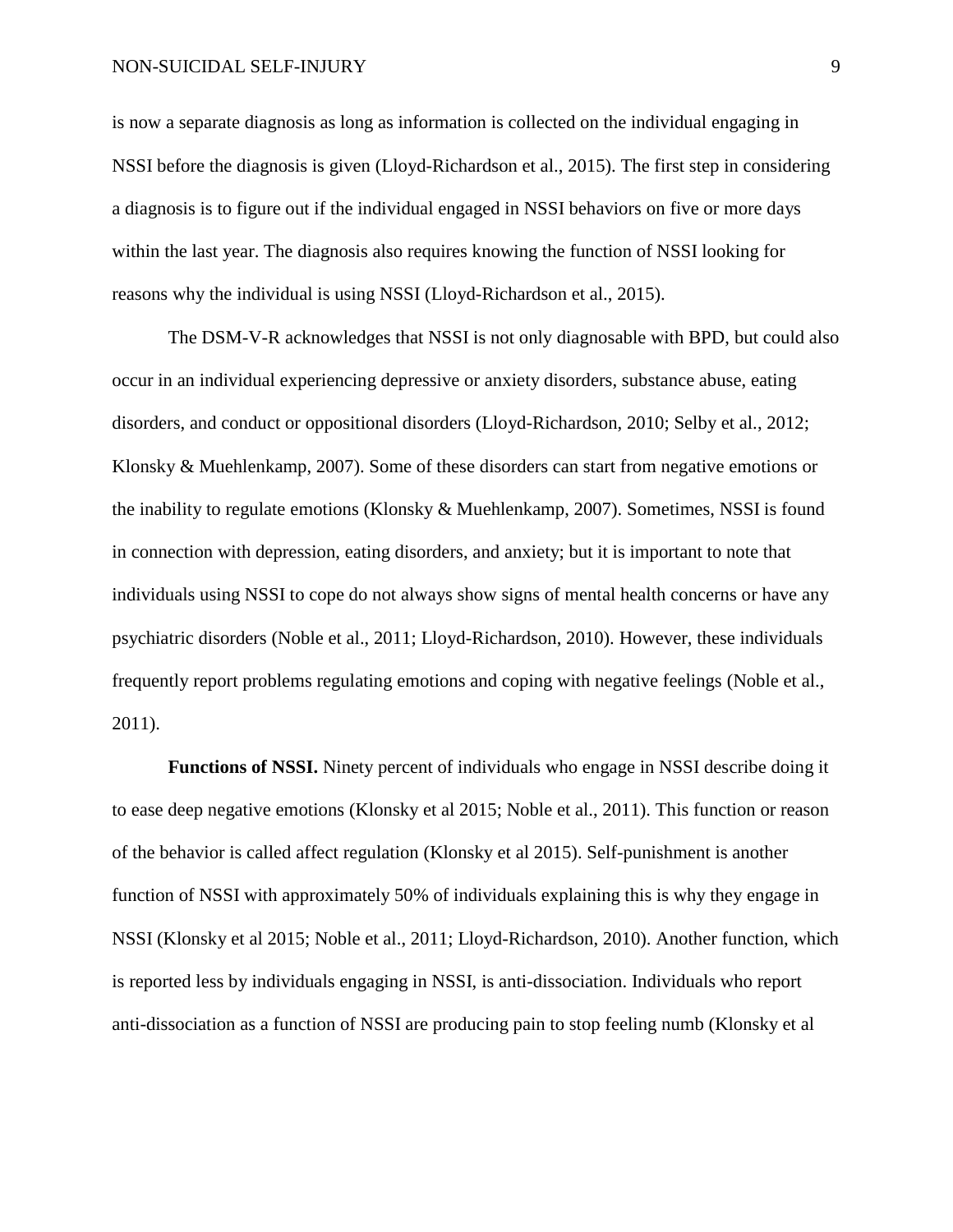is now a separate diagnosis as long as information is collected on the individual engaging in NSSI before the diagnosis is given (Lloyd-Richardson et al., 2015). The first step in considering a diagnosis is to figure out if the individual engaged in NSSI behaviors on five or more days within the last year. The diagnosis also requires knowing the function of NSSI looking for reasons why the individual is using NSSI (Lloyd-Richardson et al., 2015).

The DSM-V-R acknowledges that NSSI is not only diagnosable with BPD, but could also occur in an individual experiencing depressive or anxiety disorders, substance abuse, eating disorders, and conduct or oppositional disorders (Lloyd-Richardson, 2010; Selby et al., 2012; Klonsky & Muehlenkamp, 2007). Some of these disorders can start from negative emotions or the inability to regulate emotions (Klonsky & Muehlenkamp, 2007). Sometimes, NSSI is found in connection with depression, eating disorders, and anxiety; but it is important to note that individuals using NSSI to cope do not always show signs of mental health concerns or have any psychiatric disorders (Noble et al., 2011; Lloyd-Richardson, 2010). However, these individuals frequently report problems regulating emotions and coping with negative feelings (Noble et al., 2011).

**Functions of NSSI.** Ninety percent of individuals who engage in NSSI describe doing it to ease deep negative emotions (Klonsky et al 2015; Noble et al., 2011). This function or reason of the behavior is called affect regulation (Klonsky et al 2015). Self-punishment is another function of NSSI with approximately 50% of individuals explaining this is why they engage in NSSI (Klonsky et al 2015; Noble et al., 2011; Lloyd-Richardson, 2010). Another function, which is reported less by individuals engaging in NSSI, is anti-dissociation. Individuals who report anti-dissociation as a function of NSSI are producing pain to stop feeling numb (Klonsky et al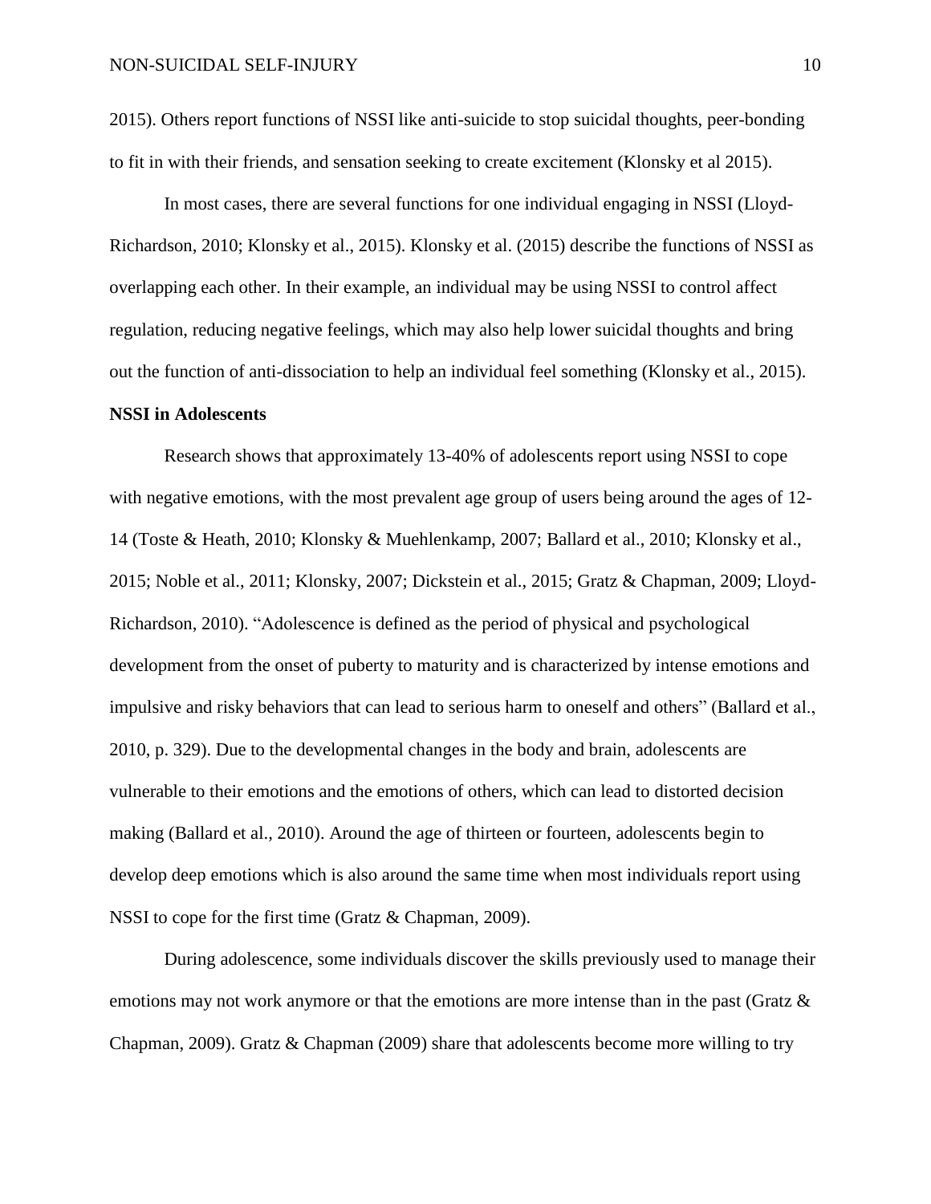2015). Others report functions of NSSI like anti-suicide to stop suicidal thoughts, peer-bonding to fit in with their friends, and sensation seeking to create excitement (Klonsky et al 2015).

In most cases, there are several functions for one individual engaging in NSSI (Lloyd-Richardson, 2010; Klonsky et al., 2015). Klonsky et al. (2015) describe the functions of NSSI as overlapping each other. In their example, an individual may be using NSSI to control affect regulation, reducing negative feelings, which may also help lower suicidal thoughts and bring out the function of anti-dissociation to help an individual feel something (Klonsky et al., 2015).

**NSSI in Adolescents**

Research shows that approximately 13-40% of adolescents report using NSSI to cope with negative emotions, with the most prevalent age group of users being around the ages of 12-14 (Toste & Heath, 2010; Klonsky & Muehlenkamp, 2007; Ballard et al., 2010; Klonsky et al., 2015; Noble et al., 2011; Klonsky, 2007; Dickstein et al., 2015; Gratz & Chapman, 2009; Lloyd-Richardson, 2010). "Adolescence is defined as the period of physical and psychological development from the onset of puberty to maturity and is characterized by intense emotions and impulsive and risky behaviors that can lead to serious harm to oneself and others" (Ballard et al., 2010, p. 329). Due to the developmental changes in the body and brain, adolescents are vulnerable to their emotions and the emotions of others, which can lead to distorted decision making (Ballard et al., 2010). Around the age of thirteen or fourteen, adolescents begin to develop deep emotions which is also around the same time when most individuals report using NSSI to cope for the first time (Gratz & Chapman, 2009).

During adolescence, some individuals discover the skills previously used to manage their emotions may not work anymore or that the emotions are more intense than in the past (Gratz & Chapman, 2009). Gratz & Chapman (2009) share that adolescents become more willing to try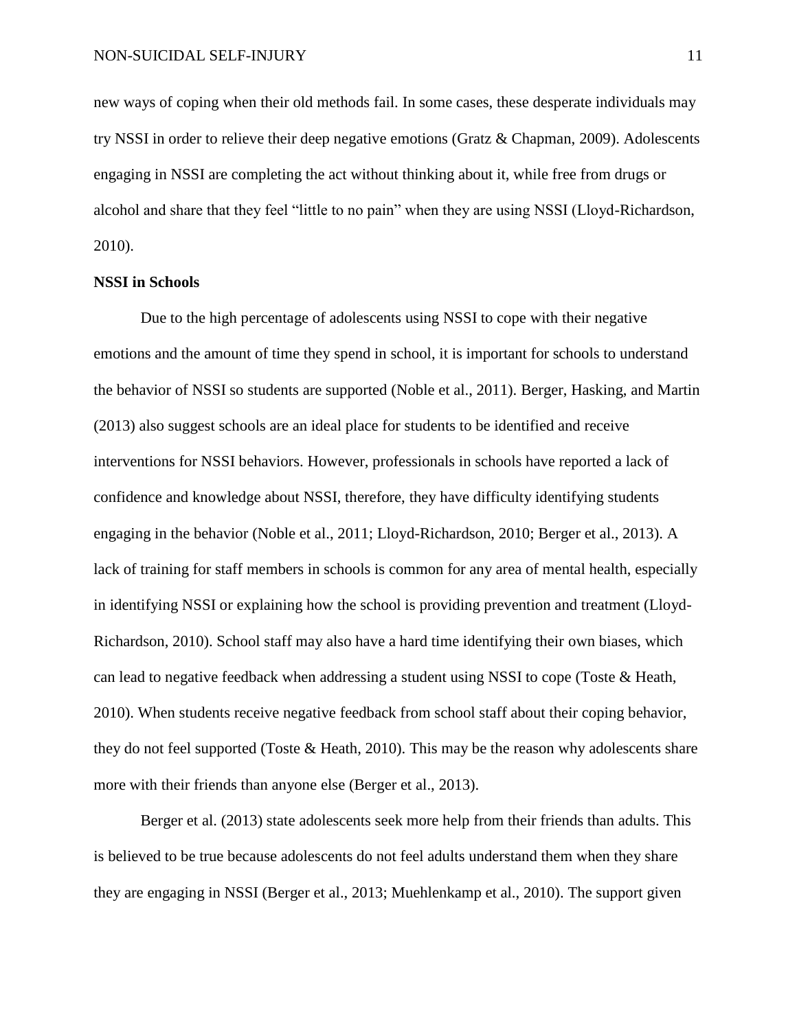new ways of coping when their old methods fail. In some cases, these desperate individuals may try NSSI in order to relieve their deep negative emotions (Gratz & Chapman, 2009). Adolescents engaging in NSSI are completing the act without thinking about it, while free from drugs or alcohol and share that they feel "little to no pain" when they are using NSSI (Lloyd-Richardson, 2010).

**NSSI in Schools**

Due to the high percentage of adolescents using NSSI to cope with their negative emotions and the amount of time they spend in school, it is important for schools to understand the behavior of NSSI so students are supported (Noble et al., 2011). Berger, Hasking, and Martin (2013) also suggest schools are an ideal place for students to be identified and receive interventions for NSSI behaviors. However, professionals in schools have reported a lack of confidence and knowledge about NSSI, therefore, they have difficulty identifying students engaging in the behavior (Noble et al., 2011; Lloyd-Richardson, 2010; Berger et al., 2013). A lack of training for staff members in schools is common for any area of mental health, especially in identifying NSSI or explaining how the school is providing prevention and treatment (Lloyd-Richardson, 2010). School staff may also have a hard time identifying their own biases, which can lead to negative feedback when addressing a student using NSSI to cope (Toste & Heath, 2010). When students receive negative feedback from school staff about their coping behavior, they do not feel supported (Toste & Heath, 2010). This may be the reason why adolescents share more with their friends than anyone else (Berger et al., 2013).

Berger et al. (2013) state adolescents seek more help from their friends than adults. This is believed to be true because adolescents do not feel adults understand them when they share they are engaging in NSSI (Berger et al., 2013; Muehlenkamp et al., 2010). The support given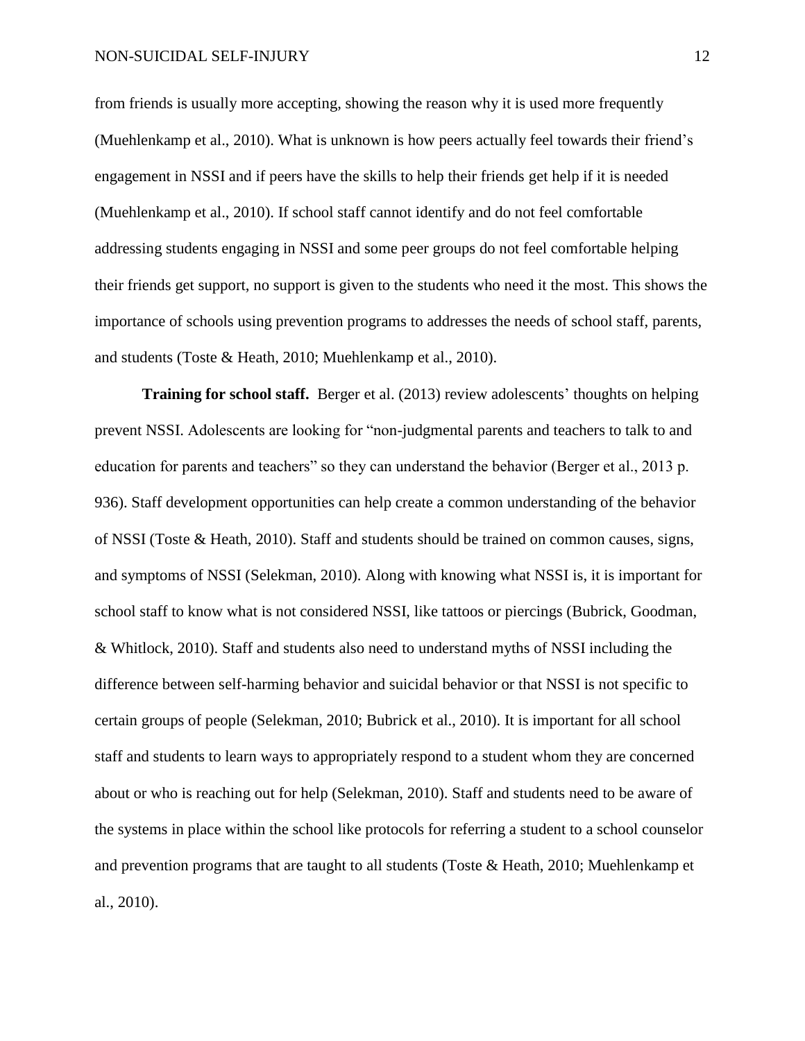from friends is usually more accepting, showing the reason why it is used more frequently (Muehlenkamp et al., 2010). What is unknown is how peers actually feel towards their friend's engagement in NSSI and if peers have the skills to help their friends get help if it is needed (Muehlenkamp et al., 2010). If school staff cannot identify and do not feel comfortable addressing students engaging in NSSI and some peer groups do not feel comfortable helping their friends get support, no support is given to the students who need it the most. This shows the importance of schools using prevention programs to addresses the needs of school staff, parents, and students (Toste & Heath, 2010; Muehlenkamp et al., 2010).

**Training for school staff.** Berger et al. (2013) review adolescents' thoughts on helping prevent NSSI. Adolescents are looking for "non-judgmental parents and teachers to talk to and education for parents and teachers" so they can understand the behavior (Berger et al., 2013 p. 936). Staff development opportunities can help create a common understanding of the behavior of NSSI (Toste & Heath, 2010). Staff and students should be trained on common causes, signs, and symptoms of NSSI (Selekman, 2010). Along with knowing what NSSI is, it is important for school staff to know what is not considered NSSI, like tattoos or piercings (Bubrick, Goodman, & Whitlock, 2010). Staff and students also need to understand myths of NSSI including the difference between self-harming behavior and suicidal behavior or that NSSI is not specific to certain groups of people (Selekman, 2010; Bubrick et al., 2010). It is important for all school staff and students to learn ways to appropriately respond to a student whom they are concerned about or who is reaching out for help (Selekman, 2010). Staff and students need to be aware of the systems in place within the school like protocols for referring a student to a school counselor and prevention programs that are taught to all students (Toste & Heath, 2010; Muehlenkamp et al., 2010).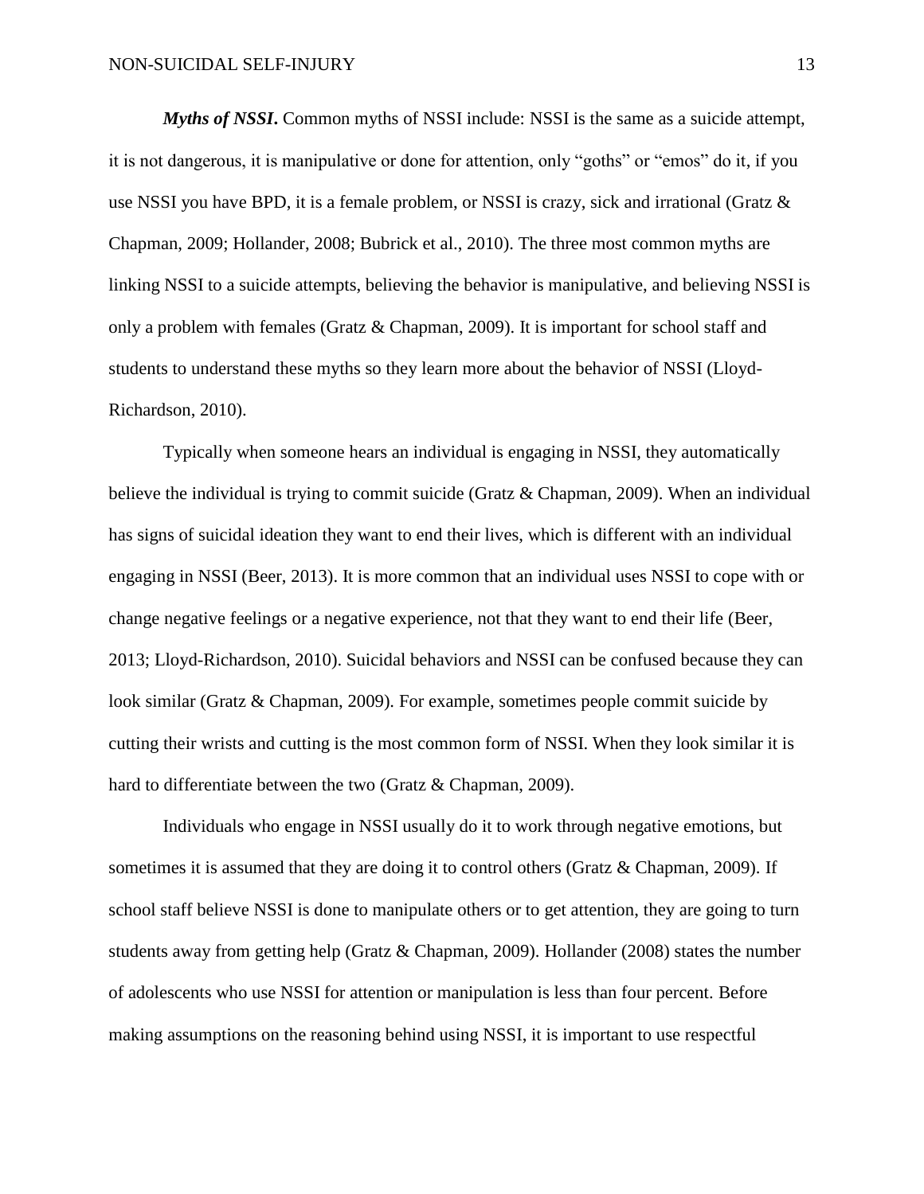***Myths of NSSI*.** Common myths of NSSI include: NSSI is the same as a suicide attempt, it is not dangerous, it is manipulative or done for attention, only "goths" or "emos" do it, if you use NSSI you have BPD, it is a female problem, or NSSI is crazy, sick and irrational (Gratz & Chapman, 2009; Hollander, 2008; Bubrick et al., 2010). The three most common myths are linking NSSI to a suicide attempts, believing the behavior is manipulative, and believing NSSI is only a problem with females (Gratz & Chapman, 2009). It is important for school staff and students to understand these myths so they learn more about the behavior of NSSI (Lloyd-Richardson, 2010).

Typically when someone hears an individual is engaging in NSSI, they automatically believe the individual is trying to commit suicide (Gratz & Chapman, 2009). When an individual has signs of suicidal ideation they want to end their lives, which is different with an individual engaging in NSSI (Beer, 2013). It is more common that an individual uses NSSI to cope with or change negative feelings or a negative experience, not that they want to end their life (Beer, 2013; Lloyd-Richardson, 2010). Suicidal behaviors and NSSI can be confused because they can look similar (Gratz & Chapman, 2009). For example, sometimes people commit suicide by cutting their wrists and cutting is the most common form of NSSI. When they look similar it is hard to differentiate between the two (Gratz & Chapman, 2009).

Individuals who engage in NSSI usually do it to work through negative emotions, but sometimes it is assumed that they are doing it to control others (Gratz & Chapman, 2009). If school staff believe NSSI is done to manipulate others or to get attention, they are going to turn students away from getting help (Gratz & Chapman, 2009). Hollander (2008) states the number of adolescents who use NSSI for attention or manipulation is less than four percent. Before making assumptions on the reasoning behind using NSSI, it is important to use respectful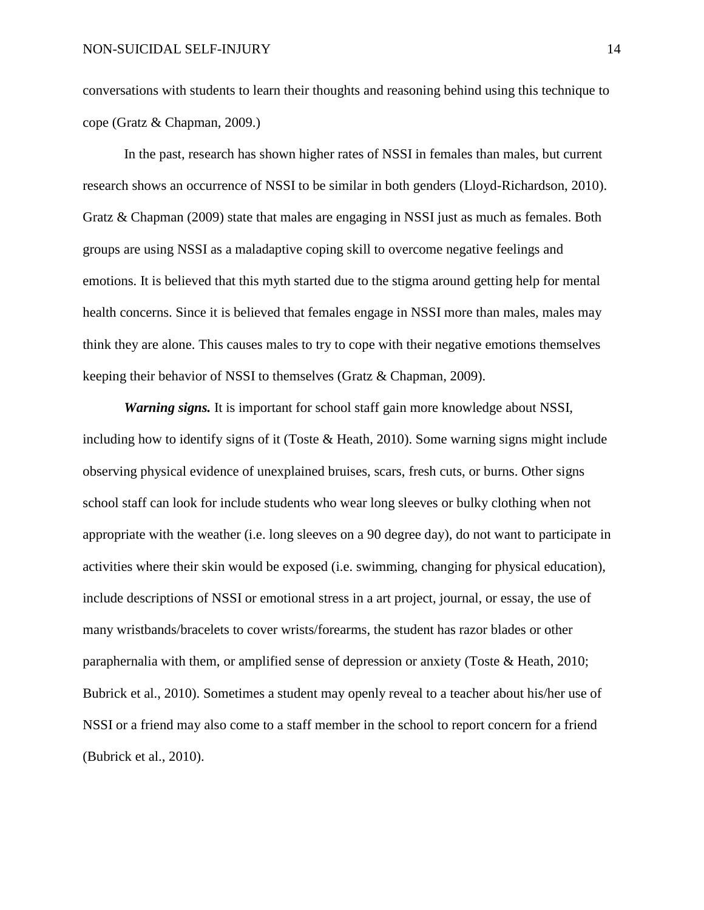conversations with students to learn their thoughts and reasoning behind using this technique to cope (Gratz & Chapman, 2009.)

In the past, research has shown higher rates of NSSI in females than males, but current research shows an occurrence of NSSI to be similar in both genders (Lloyd-Richardson, 2010). Gratz & Chapman (2009) state that males are engaging in NSSI just as much as females. Both groups are using NSSI as a maladaptive coping skill to overcome negative feelings and emotions. It is believed that this myth started due to the stigma around getting help for mental health concerns. Since it is believed that females engage in NSSI more than males, males may think they are alone. This causes males to try to cope with their negative emotions themselves keeping their behavior of NSSI to themselves (Gratz & Chapman, 2009).

***Warning signs.*** It is important for school staff gain more knowledge about NSSI, including how to identify signs of it (Toste & Heath, 2010). Some warning signs might include observing physical evidence of unexplained bruises, scars, fresh cuts, or burns. Other signs school staff can look for include students who wear long sleeves or bulky clothing when not appropriate with the weather (i.e. long sleeves on a 90 degree day), do not want to participate in activities where their skin would be exposed (i.e. swimming, changing for physical education), include descriptions of NSSI or emotional stress in a art project, journal, or essay, the use of many wristbands/bracelets to cover wrists/forearms, the student has razor blades or other paraphernalia with them, or amplified sense of depression or anxiety (Toste & Heath, 2010; Bubrick et al., 2010). Sometimes a student may openly reveal to a teacher about his/her use of NSSI or a friend may also come to a staff member in the school to report concern for a friend (Bubrick et al., 2010).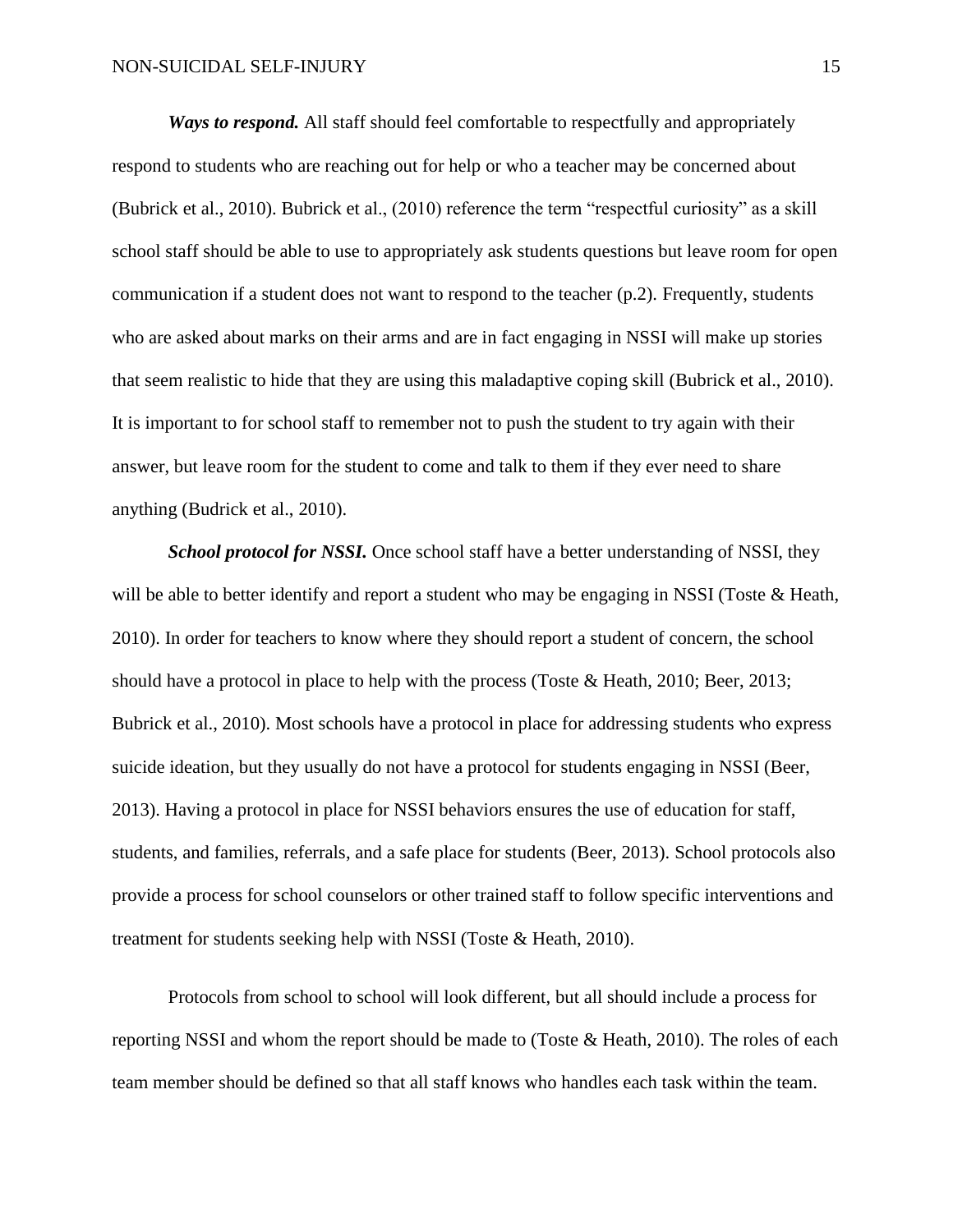***Ways to respond.*** All staff should feel comfortable to respectfully and appropriately respond to students who are reaching out for help or who a teacher may be concerned about (Bubrick et al., 2010). Bubrick et al., (2010) reference the term "respectful curiosity" as a skill school staff should be able to use to appropriately ask students questions but leave room for open communication if a student does not want to respond to the teacher (p.2). Frequently, students who are asked about marks on their arms and are in fact engaging in NSSI will make up stories that seem realistic to hide that they are using this maladaptive coping skill (Bubrick et al., 2010). It is important to for school staff to remember not to push the student to try again with their answer, but leave room for the student to come and talk to them if they ever need to share anything (Budrick et al., 2010).

***School protocol for NSSI.*** Once school staff have a better understanding of NSSI, they will be able to better identify and report a student who may be engaging in NSSI (Toste & Heath, 2010). In order for teachers to know where they should report a student of concern, the school should have a protocol in place to help with the process (Toste & Heath, 2010; Beer, 2013; Bubrick et al., 2010). Most schools have a protocol in place for addressing students who express suicide ideation, but they usually do not have a protocol for students engaging in NSSI (Beer, 2013). Having a protocol in place for NSSI behaviors ensures the use of education for staff, students, and families, referrals, and a safe place for students (Beer, 2013). School protocols also provide a process for school counselors or other trained staff to follow specific interventions and treatment for students seeking help with NSSI (Toste & Heath, 2010).

Protocols from school to school will look different, but all should include a process for reporting NSSI and whom the report should be made to (Toste & Heath, 2010). The roles of each team member should be defined so that all staff knows who handles each task within the team.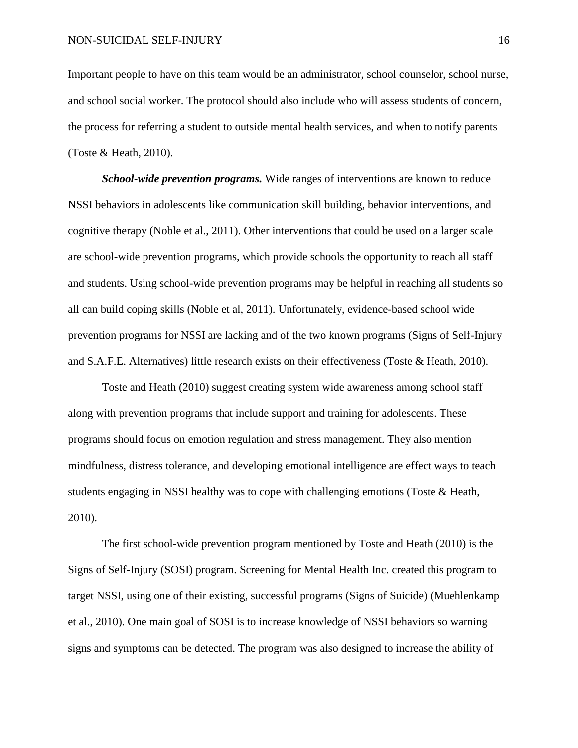Important people to have on this team would be an administrator, school counselor, school nurse, and school social worker. The protocol should also include who will assess students of concern, the process for referring a student to outside mental health services, and when to notify parents (Toste & Heath, 2010).

***School-wide prevention programs.*** Wide ranges of interventions are known to reduce NSSI behaviors in adolescents like communication skill building, behavior interventions, and cognitive therapy (Noble et al., 2011). Other interventions that could be used on a larger scale are school-wide prevention programs, which provide schools the opportunity to reach all staff and students. Using school-wide prevention programs may be helpful in reaching all students so all can build coping skills (Noble et al, 2011). Unfortunately, evidence-based school wide prevention programs for NSSI are lacking and of the two known programs (Signs of Self-Injury and S.A.F.E. Alternatives) little research exists on their effectiveness (Toste & Heath, 2010).

Toste and Heath (2010) suggest creating system wide awareness among school staff along with prevention programs that include support and training for adolescents. These programs should focus on emotion regulation and stress management. They also mention mindfulness, distress tolerance, and developing emotional intelligence are effect ways to teach students engaging in NSSI healthy was to cope with challenging emotions (Toste & Heath, 2010).

The first school-wide prevention program mentioned by Toste and Heath (2010) is the Signs of Self-Injury (SOSI) program. Screening for Mental Health Inc. created this program to target NSSI, using one of their existing, successful programs (Signs of Suicide) (Muehlenkamp et al., 2010). One main goal of SOSI is to increase knowledge of NSSI behaviors so warning signs and symptoms can be detected. The program was also designed to increase the ability of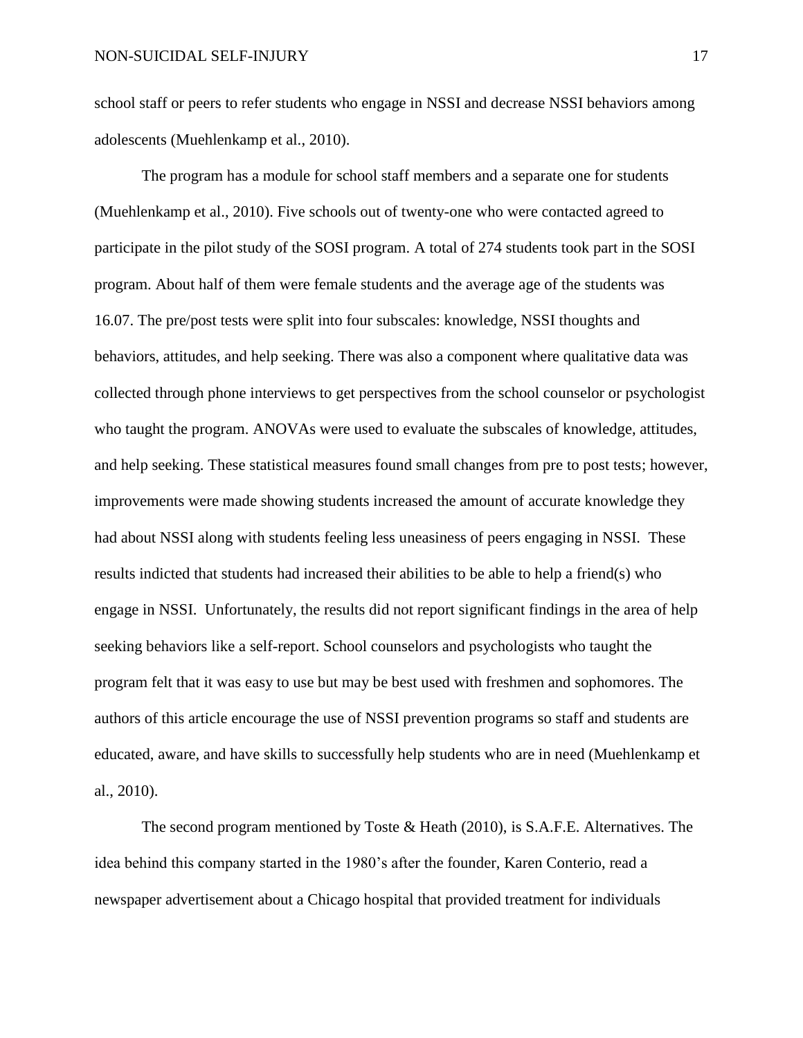school staff or peers to refer students who engage in NSSI and decrease NSSI behaviors among adolescents (Muehlenkamp et al., 2010).

The program has a module for school staff members and a separate one for students (Muehlenkamp et al., 2010). Five schools out of twenty-one who were contacted agreed to participate in the pilot study of the SOSI program. A total of 274 students took part in the SOSI program. About half of them were female students and the average age of the students was 16.07. The pre/post tests were split into four subscales: knowledge, NSSI thoughts and behaviors, attitudes, and help seeking. There was also a component where qualitative data was collected through phone interviews to get perspectives from the school counselor or psychologist who taught the program. ANOVAs were used to evaluate the subscales of knowledge, attitudes, and help seeking. These statistical measures found small changes from pre to post tests; however, improvements were made showing students increased the amount of accurate knowledge they had about NSSI along with students feeling less uneasiness of peers engaging in NSSI. These results indicted that students had increased their abilities to be able to help a friend(s) who engage in NSSI. Unfortunately, the results did not report significant findings in the area of help seeking behaviors like a self-report. School counselors and psychologists who taught the program felt that it was easy to use but may be best used with freshmen and sophomores. The authors of this article encourage the use of NSSI prevention programs so staff and students are educated, aware, and have skills to successfully help students who are in need (Muehlenkamp et al., 2010).

The second program mentioned by Toste & Heath (2010), is S.A.F.E. Alternatives. The idea behind this company started in the 1980's after the founder, Karen Conterio, read a newspaper advertisement about a Chicago hospital that provided treatment for individuals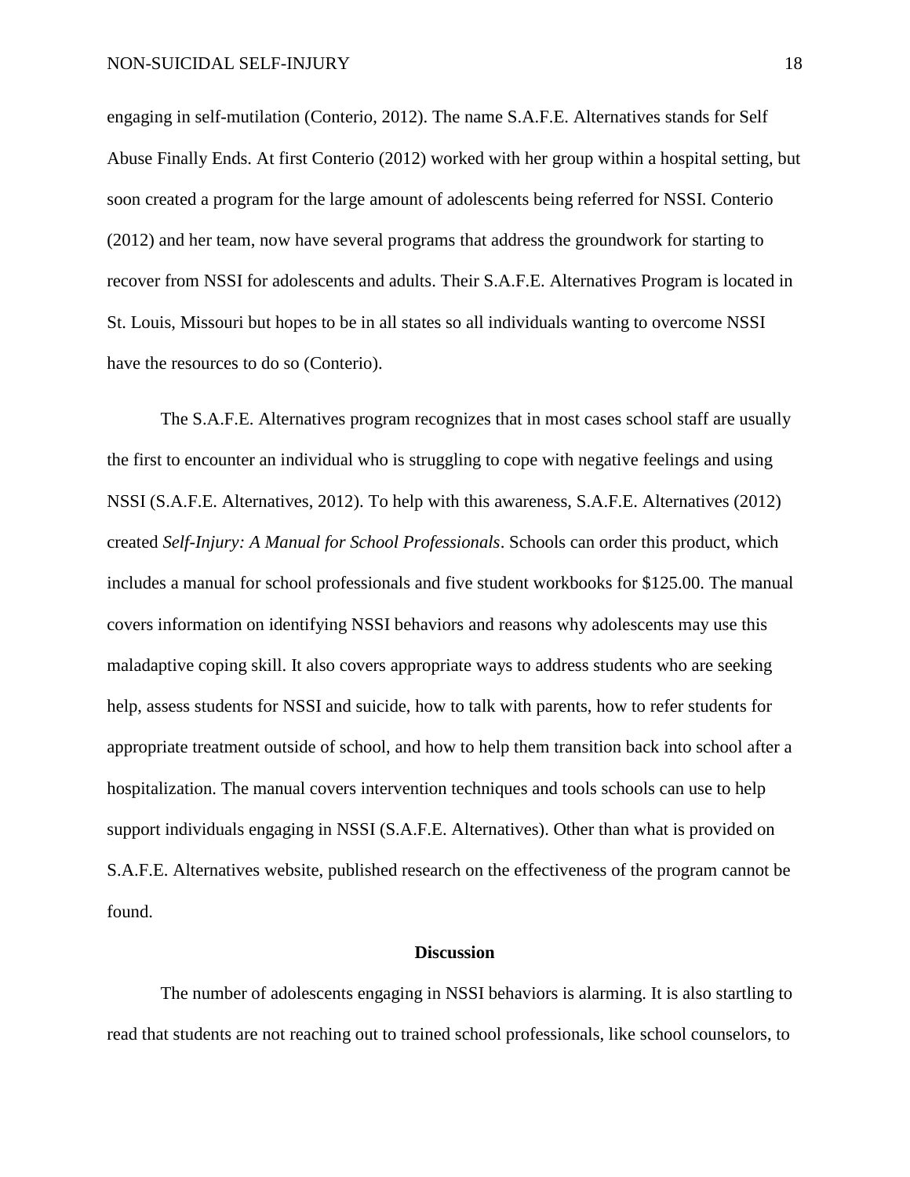engaging in self-mutilation (Conterio, 2012). The name S.A.F.E. Alternatives stands for Self Abuse Finally Ends. At first Conterio (2012) worked with her group within a hospital setting, but soon created a program for the large amount of adolescents being referred for NSSI. Conterio (2012) and her team, now have several programs that address the groundwork for starting to recover from NSSI for adolescents and adults. Their S.A.F.E. Alternatives Program is located in St. Louis, Missouri but hopes to be in all states so all individuals wanting to overcome NSSI have the resources to do so (Conterio).

The S.A.F.E. Alternatives program recognizes that in most cases school staff are usually the first to encounter an individual who is struggling to cope with negative feelings and using NSSI (S.A.F.E. Alternatives, 2012). To help with this awareness, S.A.F.E. Alternatives (2012) created *Self-Injury: A Manual for School Professionals*. Schools can order this product, which includes a manual for school professionals and five student workbooks for $125.00. The manual covers information on identifying NSSI behaviors and reasons why adolescents may use this maladaptive coping skill. It also covers appropriate ways to address students who are seeking help, assess students for NSSI and suicide, how to talk with parents, how to refer students for appropriate treatment outside of school, and how to help them transition back into school after a hospitalization. The manual covers intervention techniques and tools schools can use to help support individuals engaging in NSSI (S.A.F.E. Alternatives). Other than what is provided on S.A.F.E. Alternatives website, published research on the effectiveness of the program cannot be found.

## Discussion

The number of adolescents engaging in NSSI behaviors is alarming. It is also startling to read that students are not reaching out to trained school professionals, like school counselors, to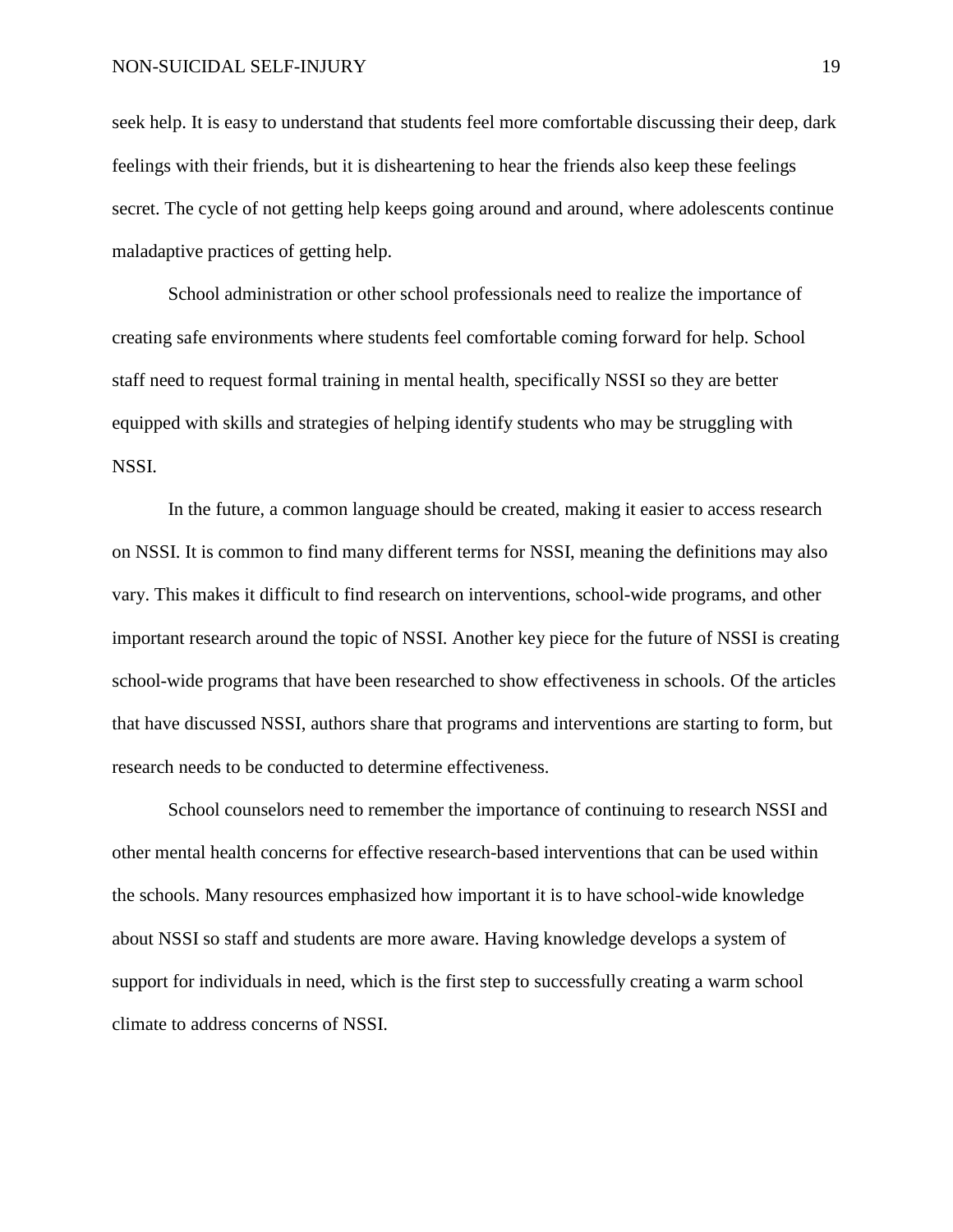seek help. It is easy to understand that students feel more comfortable discussing their deep, dark feelings with their friends, but it is disheartening to hear the friends also keep these feelings secret. The cycle of not getting help keeps going around and around, where adolescents continue maladaptive practices of getting help.

School administration or other school professionals need to realize the importance of creating safe environments where students feel comfortable coming forward for help. School staff need to request formal training in mental health, specifically NSSI so they are better equipped with skills and strategies of helping identify students who may be struggling with NSSI.

In the future, a common language should be created, making it easier to access research on NSSI. It is common to find many different terms for NSSI, meaning the definitions may also vary. This makes it difficult to find research on interventions, school-wide programs, and other important research around the topic of NSSI. Another key piece for the future of NSSI is creating school-wide programs that have been researched to show effectiveness in schools. Of the articles that have discussed NSSI, authors share that programs and interventions are starting to form, but research needs to be conducted to determine effectiveness.

School counselors need to remember the importance of continuing to research NSSI and other mental health concerns for effective research-based interventions that can be used within the schools. Many resources emphasized how important it is to have school-wide knowledge about NSSI so staff and students are more aware. Having knowledge develops a system of support for individuals in need, which is the first step to successfully creating a warm school climate to address concerns of NSSI.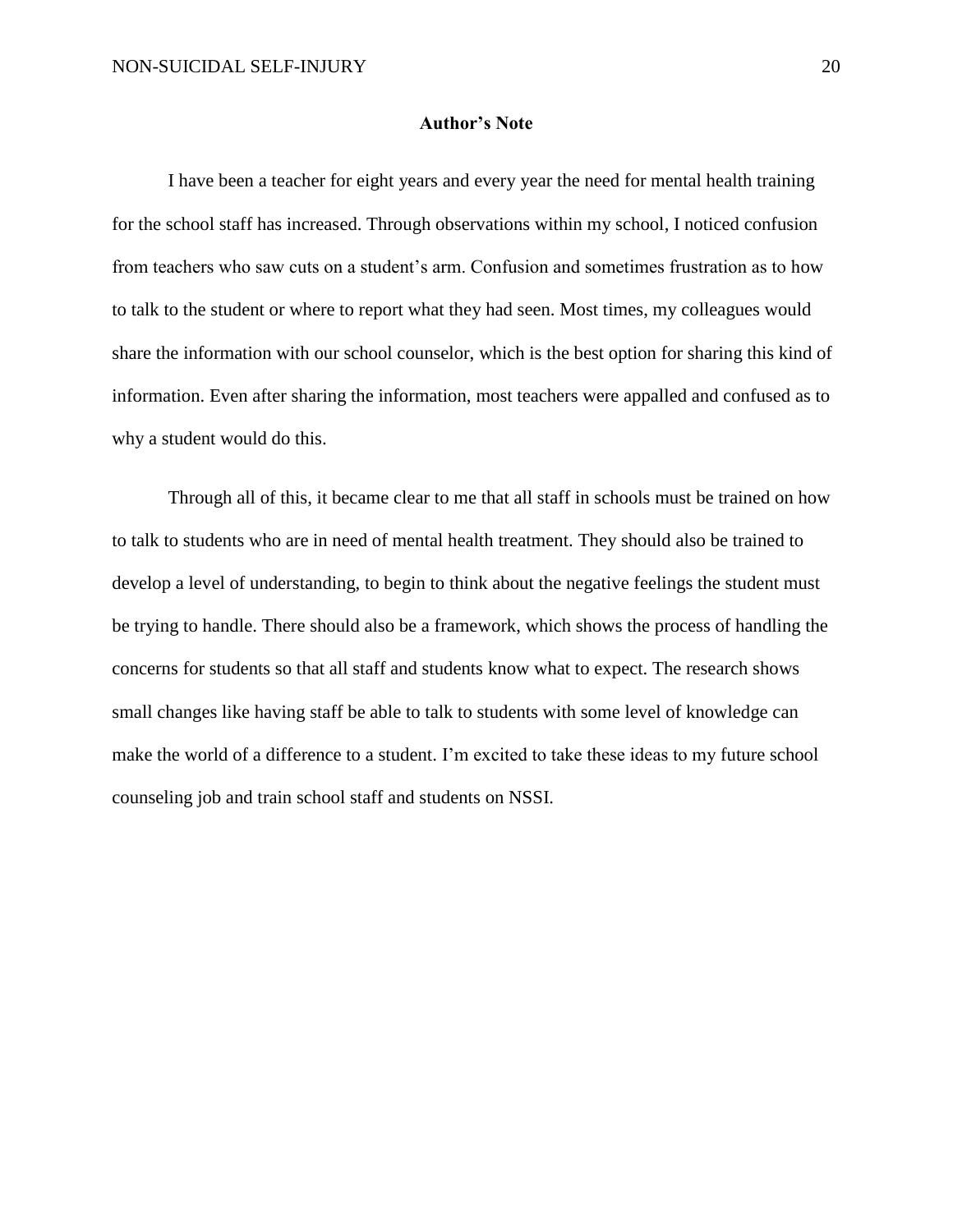## Author's Note

I have been a teacher for eight years and every year the need for mental health training for the school staff has increased. Through observations within my school, I noticed confusion from teachers who saw cuts on a student's arm. Confusion and sometimes frustration as to how to talk to the student or where to report what they had seen. Most times, my colleagues would share the information with our school counselor, which is the best option for sharing this kind of information. Even after sharing the information, most teachers were appalled and confused as to why a student would do this.

Through all of this, it became clear to me that all staff in schools must be trained on how to talk to students who are in need of mental health treatment. They should also be trained to develop a level of understanding, to begin to think about the negative feelings the student must be trying to handle. There should also be a framework, which shows the process of handling the concerns for students so that all staff and students know what to expect. The research shows small changes like having staff be able to talk to students with some level of knowledge can make the world of a difference to a student. I'm excited to take these ideas to my future school counseling job and train school staff and students on NSSI.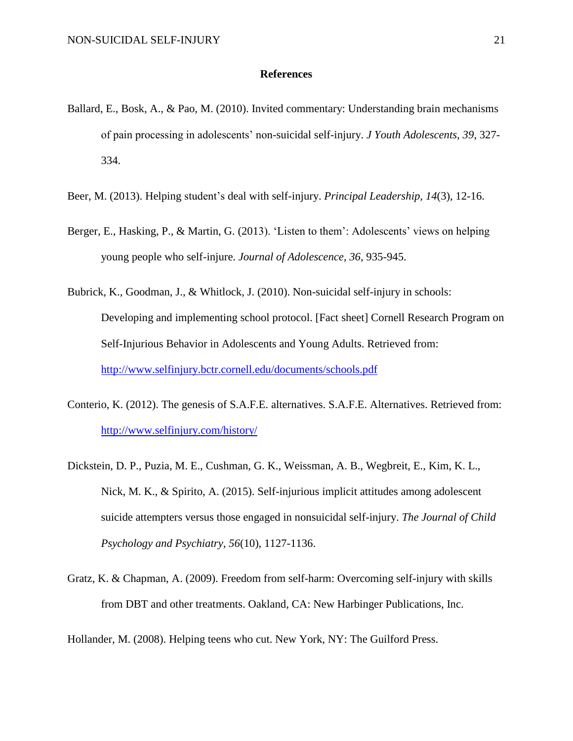## References

Ballard, E., Bosk, A., & Pao, M. (2010). Invited commentary: Understanding brain mechanisms of pain processing in adolescents' non-suicidal self-injury. *J Youth Adolescents, 39*, 327-334.

Beer, M. (2013). Helping student's deal with self-injury. *Principal Leadership, 14*(3), 12-16.

Berger, E., Hasking, P., & Martin, G. (2013). 'Listen to them': Adolescents' views on helping young people who self-injure. *Journal of Adolescence*, *36*, 935-945.

Bubrick, K., Goodman, J., & Whitlock, J. (2010). Non-suicidal self-injury in schools: Developing and implementing school protocol. [Fact sheet] Cornell Research Program on Self-Injurious Behavior in Adolescents and Young Adults. Retrieved from: http://www.selfinjury.bctr.cornell.edu/documents/schools.pdf

Conterio, K. (2012). The genesis of S.A.F.E. alternatives. S.A.F.E. Alternatives. Retrieved from: http://www.selfinjury.com/history/

Dickstein, D. P., Puzia, M. E., Cushman, G. K., Weissman, A. B., Wegbreit, E., Kim, K. L., Nick, M. K., & Spirito, A. (2015). Self-injurious implicit attitudes among adolescent suicide attempters versus those engaged in nonsuicidal self-injury. *The Journal of Child Psychology and Psychiatry, 56*(10), 1127-1136.

Gratz, K. & Chapman, A. (2009). Freedom from self-harm: Overcoming self-injury with skills from DBT and other treatments. Oakland, CA: New Harbinger Publications, Inc.

Hollander, M. (2008). Helping teens who cut. New York, NY: The Guilford Press.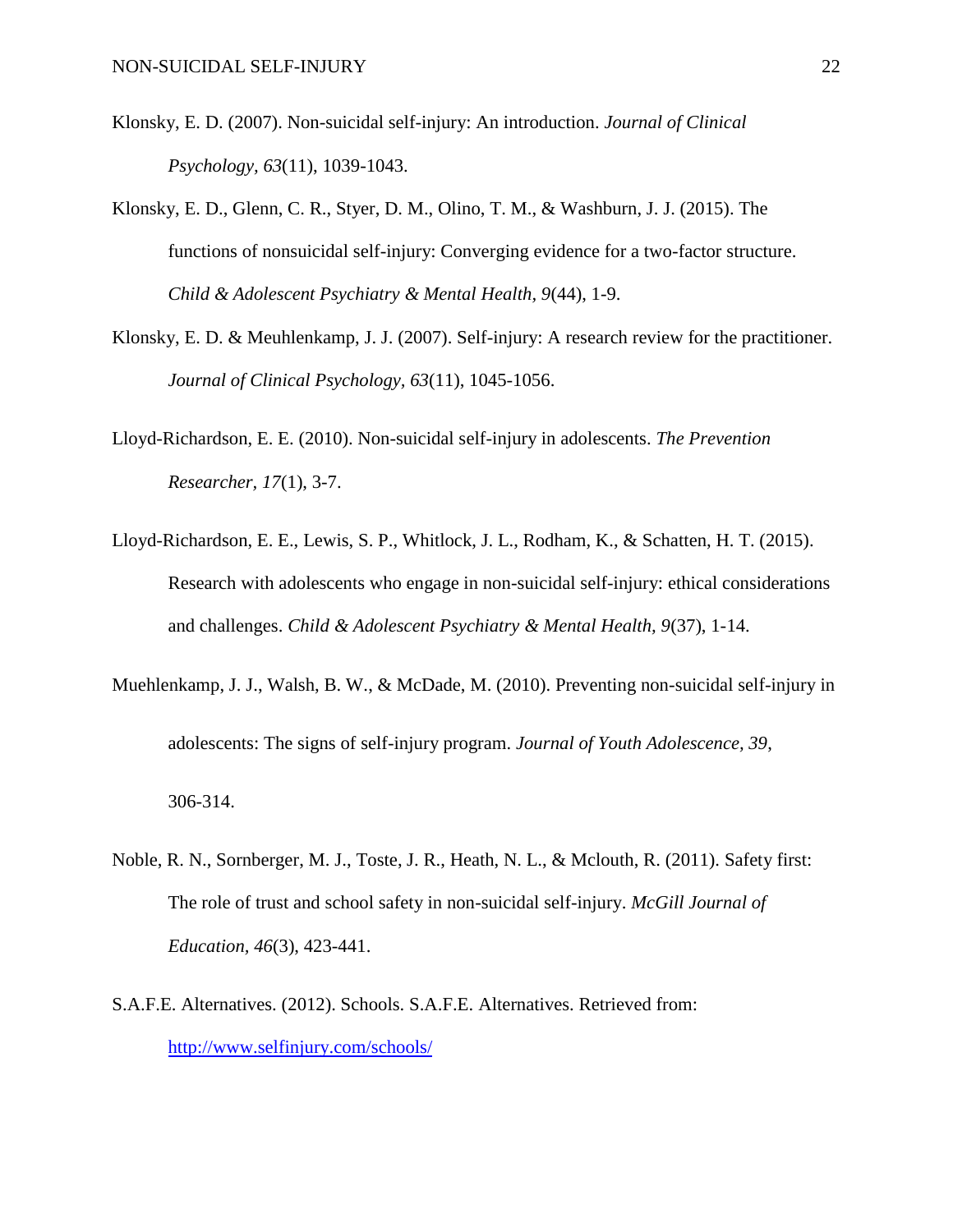Klonsky, E. D. (2007). Non-suicidal self-injury: An introduction. *Journal of Clinical Psychology, 63*(11), 1039-1043.

Klonsky, E. D., Glenn, C. R., Styer, D. M., Olino, T. M., & Washburn, J. J. (2015). The functions of nonsuicidal self-injury: Converging evidence for a two-factor structure. *Child & Adolescent Psychiatry & Mental Health, 9*(44), 1-9.

Klonsky, E. D. & Meuhlenkamp, J. J. (2007). Self-injury: A research review for the practitioner. *Journal of Clinical Psychology, 63*(11), 1045-1056.

Lloyd-Richardson, E. E. (2010). Non-suicidal self-injury in adolescents. *The Prevention Researcher, 17*(1), 3-7.

Lloyd-Richardson, E. E., Lewis, S. P., Whitlock, J. L., Rodham, K., & Schatten, H. T. (2015). Research with adolescents who engage in non-suicidal self-injury: ethical considerations and challenges. *Child & Adolescent Psychiatry & Mental Health, 9*(37), 1-14.

Muehlenkamp, J. J., Walsh, B. W., & McDade, M. (2010). Preventing non-suicidal self-injury in adolescents: The signs of self-injury program. *Journal of Youth Adolescence, 39*, 306-314.

Noble, R. N., Sornberger, M. J., Toste, J. R., Heath, N. L., & Mclouth, R. (2011). Safety first: The role of trust and school safety in non-suicidal self-injury. *McGill Journal of Education, 46*(3), 423-441.

S.A.F.E. Alternatives. (2012). Schools. S.A.F.E. Alternatives. Retrieved from: http://www.selfinjury.com/schools/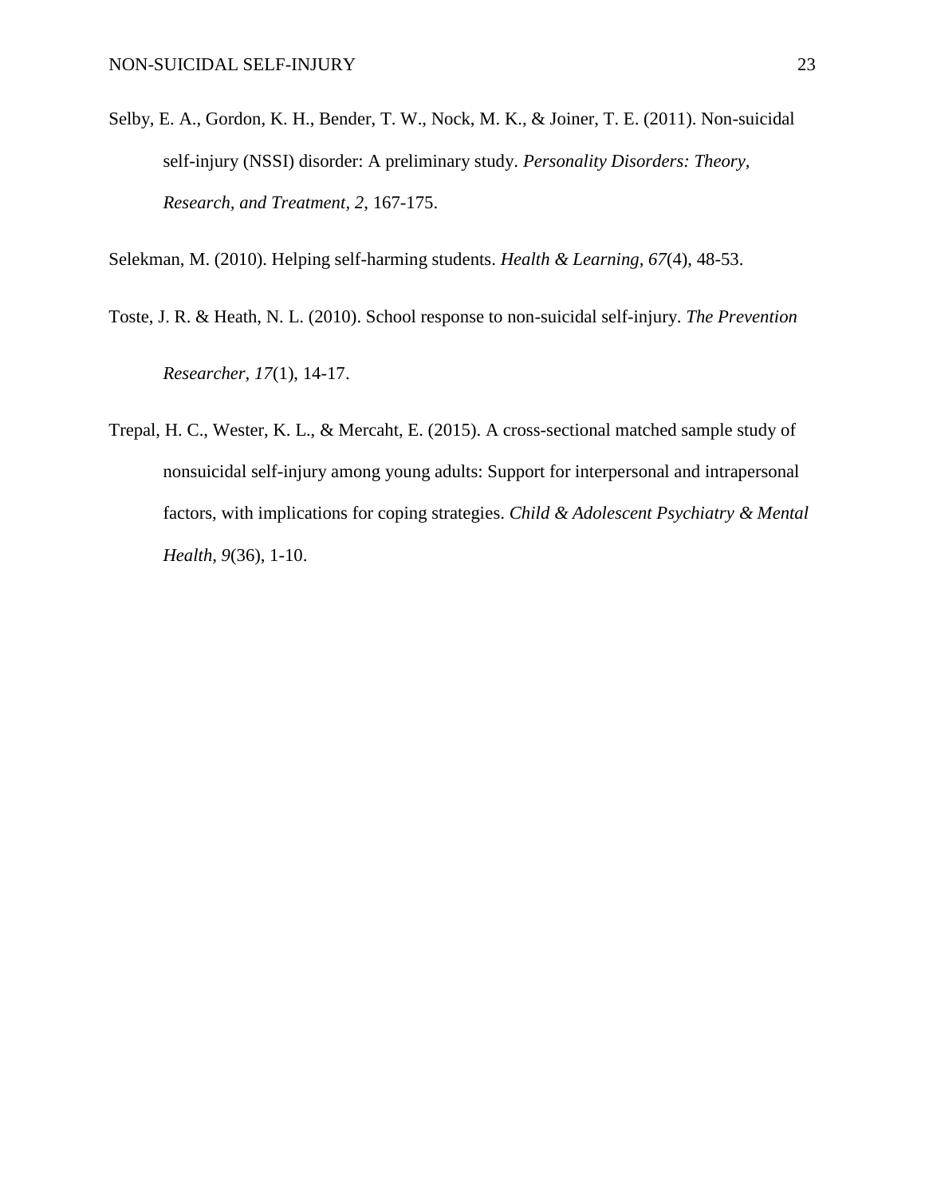Selby, E. A., Gordon, K. H., Bender, T. W., Nock, M. K., & Joiner, T. E. (2011). Non-suicidal self-injury (NSSI) disorder: A preliminary study. *Personality Disorders: Theory, Research, and Treatment, 2*, 167-175.

Selekman, M. (2010). Helping self-harming students. *Health & Learning, 67*(4), 48-53.

Toste, J. R. & Heath, N. L. (2010). School response to non-suicidal self-injury. *The Prevention Researcher, 17*(1), 14-17.

Trepal, H. C., Wester, K. L., & Mercaht, E. (2015). A cross-sectional matched sample study of nonsuicidal self-injury among young adults: Support for interpersonal and intrapersonal factors, with implications for coping strategies. *Child & Adolescent Psychiatry & Mental Health, 9*(36), 1-10.